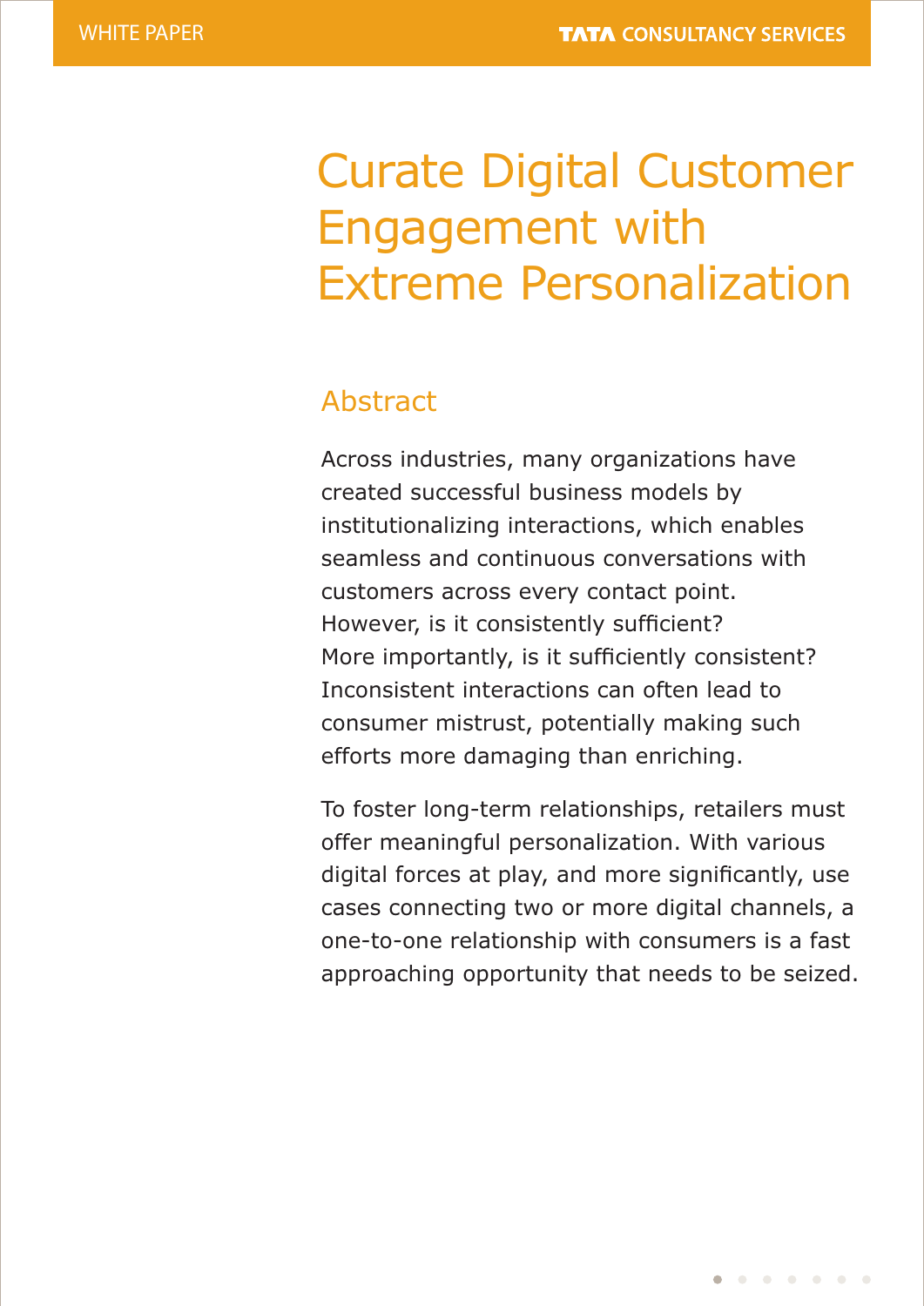# Curate Digital Customer Engagement with Extreme Personalization

## Abstract

Across industries, many organizations have created successful business models by institutionalizing interactions, which enables seamless and continuous conversations with customers across every contact point. However, is it consistently sufficient? More importantly, is it sufficiently consistent? Inconsistent interactions can often lead to consumer mistrust, potentially making such efforts more damaging than enriching.

To foster long-term relationships, retailers must offer meaningful personalization. With various digital forces at play, and more significantly, use cases connecting two or more digital channels, a one-to-one relationship with consumers is a fast approaching opportunity that needs to be seized.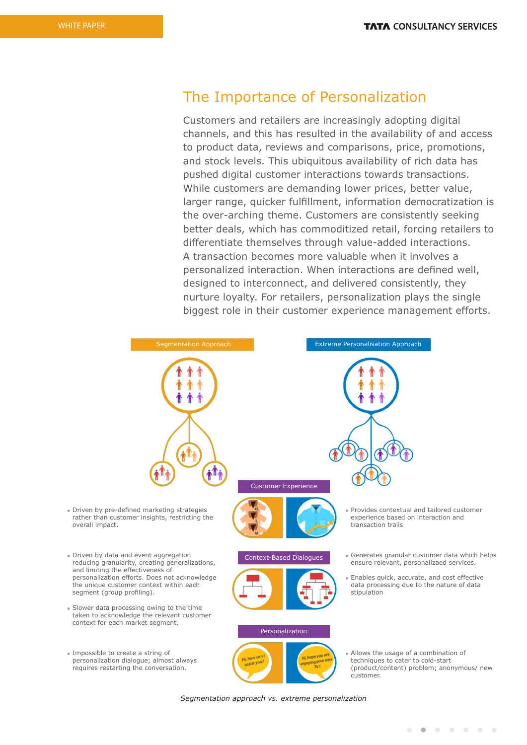# The Importance of Personalization

Customers and retailers are increasingly adopting digital channels, and this has resulted in the availability of and access to product data, reviews and comparisons, price, promotions, and stock levels. This ubiquitous availability of rich data has pushed digital customer interactions towards transactions. While customers are demanding lower prices, better value, larger range, quicker fulfillment, information democratization is the over-arching theme. Customers are consistently seeking better deals, which has commoditized retail, forcing retailers to differentiate themselves through value-added interactions. A transaction becomes more valuable when it involves a personalized interaction. When interactions are defined well, designed to interconnect, and delivered consistently, they nurture loyalty. For retailers, personalization plays the single biggest role in their customer experience management efforts.

| Segmentation Approach | | Extreme Personalisation Approach |
|---|---|---|
| Driven by pre-defined marketing strategies rather than customer insights, restricting the overall impact. | Customer Experience | Provides contextual and tailored customer experience based on interaction and transaction trails |
| Driven by data and event aggregation reducing granularity, creating generalizations, and limiting the effectiveness of personalization efforts. Does not acknowledge the unique customer context within each segment (group profiling).<br>Slower data processing owing to the time taken to acknowledge the relevant customer context for each market segment. | Context-Based Dialogues | Generates granular customer data which helps ensure relevant, personalizaed services.<br>Enables quick, accurate, and cost effective data processing due to the nature of data stipulation |
| Impossible to create a string of personalization dialogue; almost always requires restarting the conversation. | Personalization | Allows the usage of a combination of techniques to cater to cold-start (product/content) problem; anonymous/ new customer. |

*Segmentation approach vs. extreme personalization*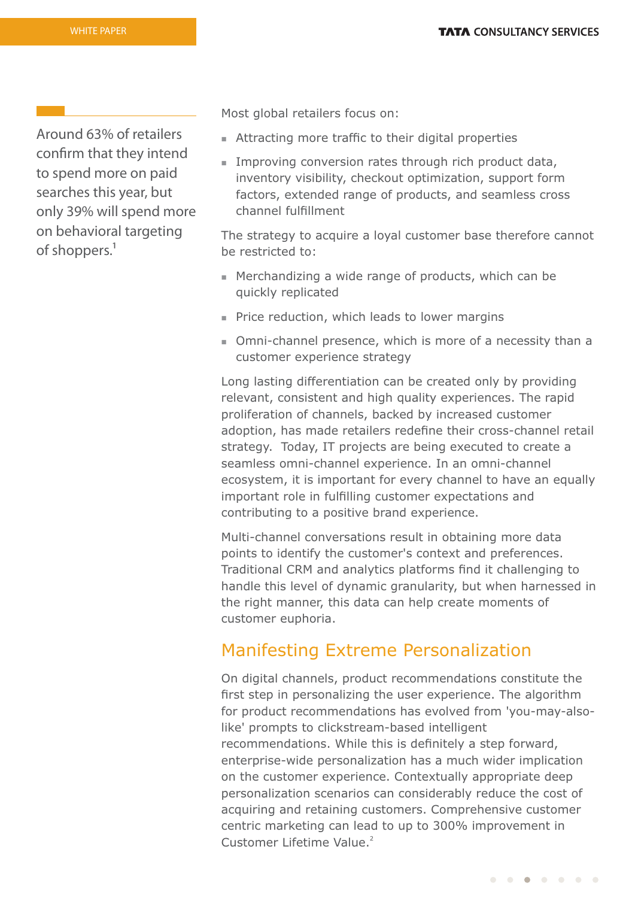Around 63% of retailers confirm that they intend to spend more on paid searches this year, but only 39% will spend more on behavioral targeting of shoppers.[1]

Most global retailers focus on:

- Attracting more traffic to their digital properties
- Improving conversion rates through rich product data, inventory visibility, checkout optimization, support form factors, extended range of products, and seamless cross channel fulfillment

The strategy to acquire a loyal customer base therefore cannot be restricted to:

- Merchandizing a wide range of products, which can be quickly replicated
- Price reduction, which leads to lower margins
- Omni-channel presence, which is more of a necessity than a customer experience strategy

Long lasting differentiation can be created only by providing relevant, consistent and high quality experiences. The rapid proliferation of channels, backed by increased customer adoption, has made retailers redefine their cross-channel retail strategy. Today, IT projects are being executed to create a seamless omni-channel experience. In an omni-channel ecosystem, it is important for every channel to have an equally important role in fulfilling customer expectations and contributing to a positive brand experience.

Multi-channel conversations result in obtaining more data points to identify the customer's context and preferences. Traditional CRM and analytics platforms find it challenging to handle this level of dynamic granularity, but when harnessed in the right manner, this data can help create moments of customer euphoria.

## Manifesting Extreme Personalization

On digital channels, product recommendations constitute the first step in personalizing the user experience. The algorithm for product recommendations has evolved from 'you-may-also-like' prompts to clickstream-based intelligent recommendations. While this is definitely a step forward, enterprise-wide personalization has a much wider implication on the customer experience. Contextually appropriate deep personalization scenarios can considerably reduce the cost of acquiring and retaining customers. Comprehensive customer centric marketing can lead to up to 300% improvement in Customer Lifetime Value.[2]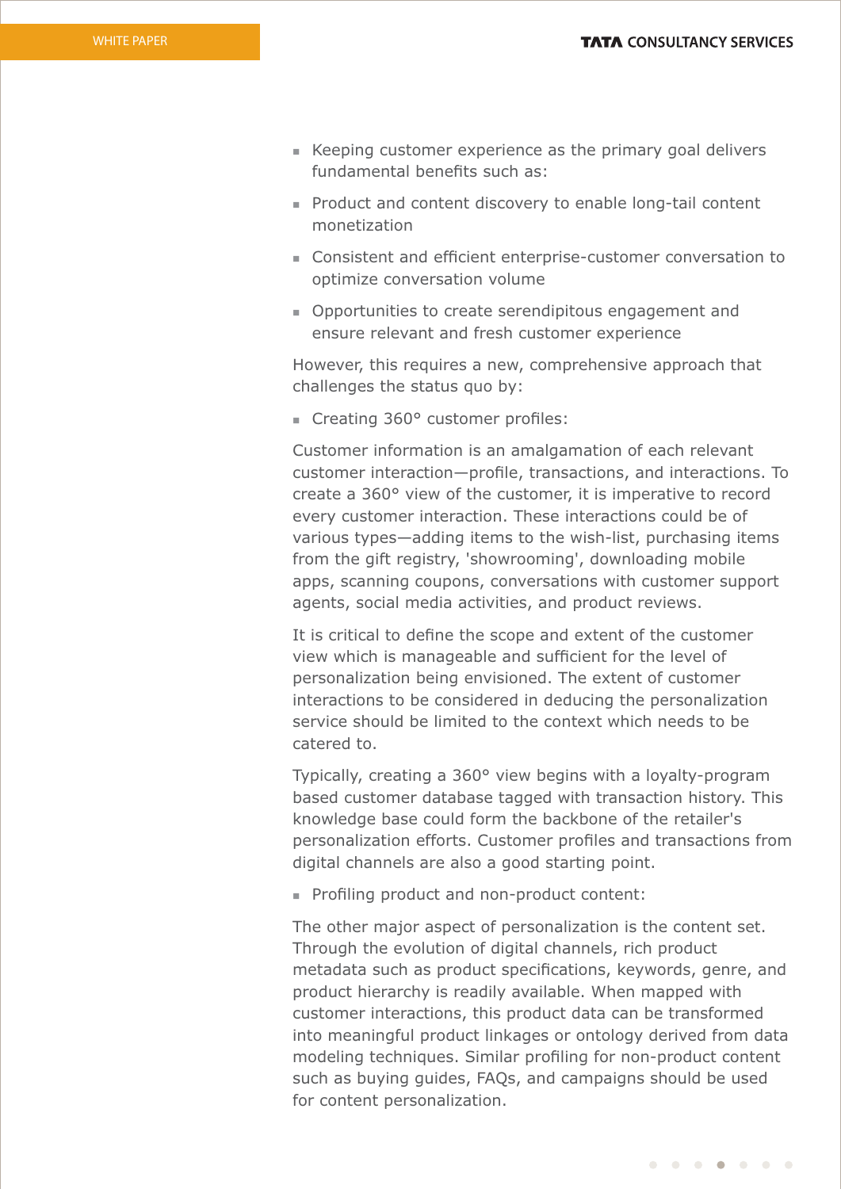- Keeping customer experience as the primary goal delivers fundamental benefits such as:
- Product and content discovery to enable long-tail content monetization
- Consistent and efficient enterprise-customer conversation to optimize conversation volume
- Opportunities to create serendipitous engagement and ensure relevant and fresh customer experience

However, this requires a new, comprehensive approach that challenges the status quo by:

- Creating 360° customer profiles:

Customer information is an amalgamation of each relevant customer interaction—profile, transactions, and interactions. To create a 360° view of the customer, it is imperative to record every customer interaction. These interactions could be of various types—adding items to the wish-list, purchasing items from the gift registry, 'showrooming', downloading mobile apps, scanning coupons, conversations with customer support agents, social media activities, and product reviews.

It is critical to define the scope and extent of the customer view which is manageable and sufficient for the level of personalization being envisioned. The extent of customer interactions to be considered in deducing the personalization service should be limited to the context which needs to be catered to.

Typically, creating a 360° view begins with a loyalty-program based customer database tagged with transaction history. This knowledge base could form the backbone of the retailer's personalization efforts. Customer profiles and transactions from digital channels are also a good starting point.

- Profiling product and non-product content:

The other major aspect of personalization is the content set. Through the evolution of digital channels, rich product metadata such as product specifications, keywords, genre, and product hierarchy is readily available. When mapped with customer interactions, this product data can be transformed into meaningful product linkages or ontology derived from data modeling techniques. Similar profiling for non-product content such as buying guides, FAQs, and campaigns should be used for content personalization.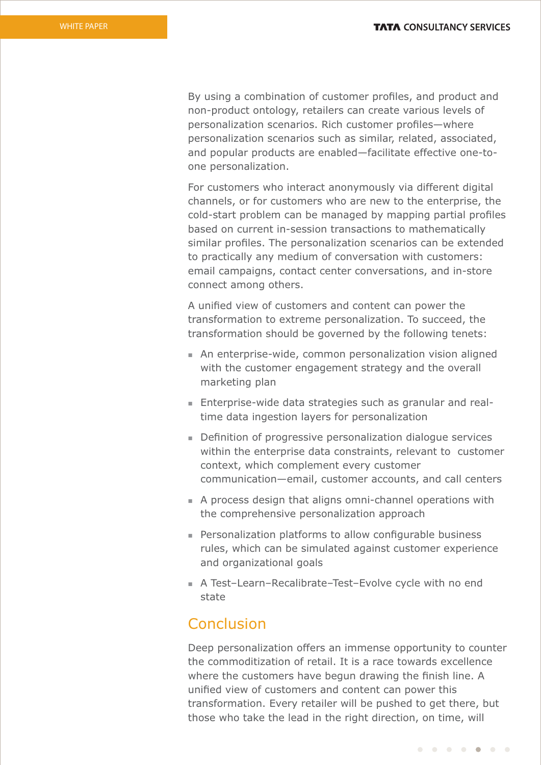By using a combination of customer profiles, and product and non-product ontology, retailers can create various levels of personalization scenarios. Rich customer profiles—where personalization scenarios such as similar, related, associated, and popular products are enabled—facilitate effective one-to-one personalization.

For customers who interact anonymously via different digital channels, or for customers who are new to the enterprise, the cold-start problem can be managed by mapping partial profiles based on current in-session transactions to mathematically similar profiles. The personalization scenarios can be extended to practically any medium of conversation with customers: email campaigns, contact center conversations, and in-store connect among others.

A unified view of customers and content can power the transformation to extreme personalization. To succeed, the transformation should be governed by the following tenets:

- An enterprise-wide, common personalization vision aligned with the customer engagement strategy and the overall marketing plan
- Enterprise-wide data strategies such as granular and real-time data ingestion layers for personalization
- Definition of progressive personalization dialogue services within the enterprise data constraints, relevant to customer context, which complement every customer communication—email, customer accounts, and call centers
- A process design that aligns omni-channel operations with the comprehensive personalization approach
- Personalization platforms to allow configurable business rules, which can be simulated against customer experience and organizational goals
- A Test–Learn–Recalibrate–Test–Evolve cycle with no end state

## Conclusion

Deep personalization offers an immense opportunity to counter the commoditization of retail. It is a race towards excellence where the customers have begun drawing the finish line. A unified view of customers and content can power this transformation. Every retailer will be pushed to get there, but those who take the lead in the right direction, on time, will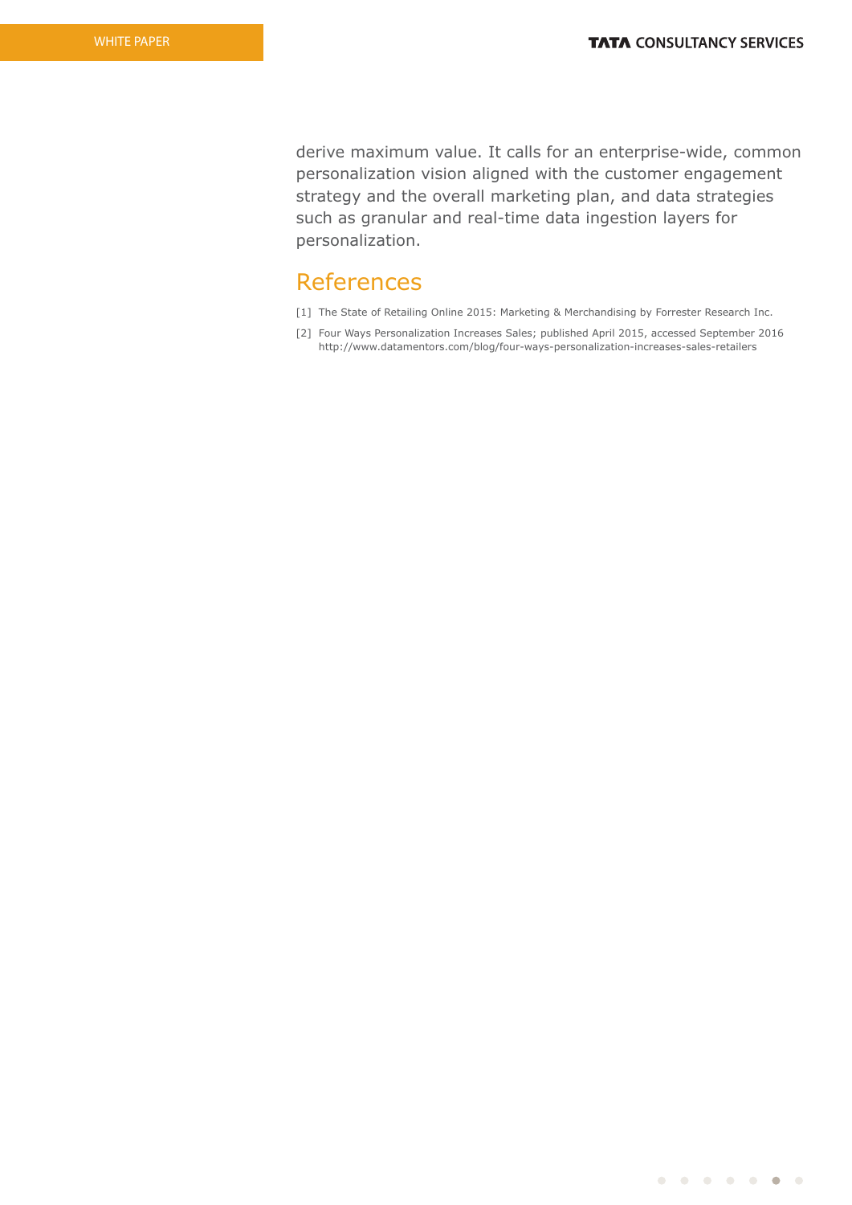derive maximum value. It calls for an enterprise-wide, common personalization vision aligned with the customer engagement strategy and the overall marketing plan, and data strategies such as granular and real-time data ingestion layers for personalization.

## References

[1] The State of Retailing Online 2015: Marketing & Merchandising by Forrester Research Inc.

[2] Four Ways Personalization Increases Sales; published April 2015, accessed September 2016 http://www.datamentors.com/blog/four-ways-personalization-increases-sales-retailers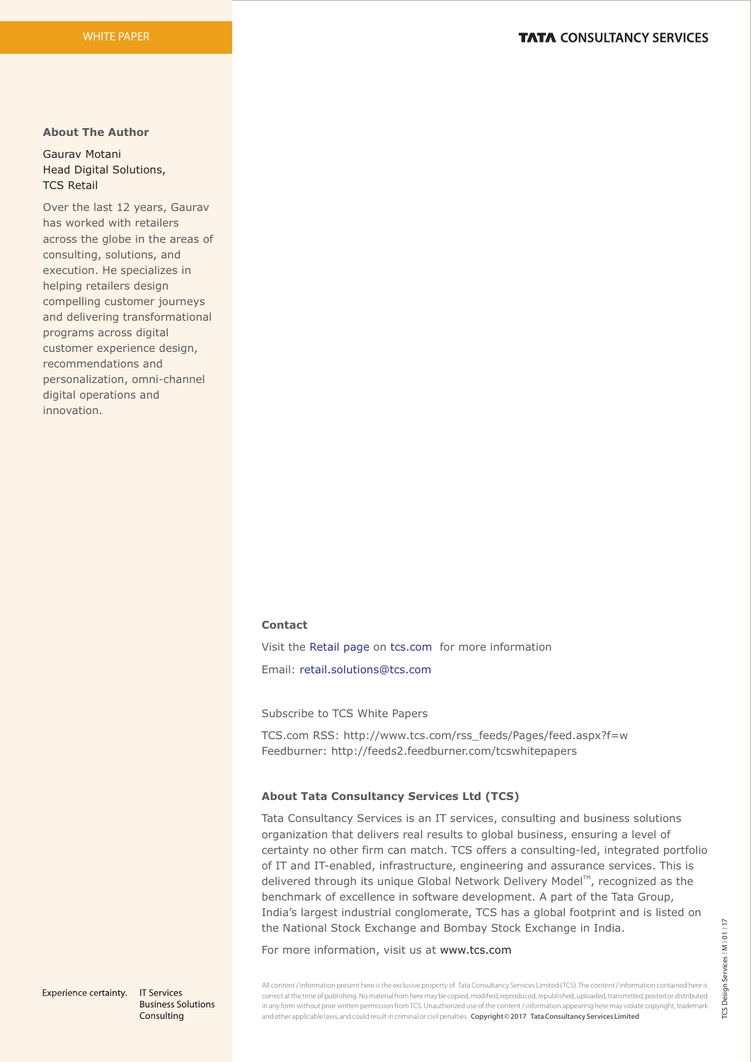### About The Author

Gaurav Motani
Head Digital Solutions,
TCS Retail

Over the last 12 years, Gaurav has worked with retailers across the globe in the areas of consulting, solutions, and execution. He specializes in helping retailers design compelling customer journeys and delivering transformational programs across digital customer experience design, recommendations and personalization, omni-channel digital operations and innovation.

### Contact

Visit the Retail page on tcs.com for more information

Email: retail.solutions@tcs.com

Subscribe to TCS White Papers

TCS.com RSS: http://www.tcs.com/rss_feeds/Pages/feed.aspx?f=w
Feedburner: http://feeds2.feedburner.com/tcswhitepapers

### About Tata Consultancy Services Ltd (TCS)

Tata Consultancy Services is an IT services, consulting and business solutions organization that delivers real results to global business, ensuring a level of certainty no other firm can match. TCS offers a consulting-led, integrated portfolio of IT and IT-enabled, infrastructure, engineering and assurance services. This is delivered through its unique Global Network Delivery Model™, recognized as the benchmark of excellence in software development. A part of the Tata Group, India's largest industrial conglomerate, TCS has a global footprint and is listed on the National Stock Exchange and Bombay Stock Exchange in India.

For more information, visit us at www.tcs.com

Experience certainty. IT Services
Business Solutions
Consulting

All content / information present here is the exclusive property of Tata Consultancy Services Limited (TCS). The content / information contained here is correct at the time of publishing. No material from here may be copied, modified, reproduced, republished, uploaded, transmitted, posted or distributed in any form without prior written permission from TCS. Unauthorized use of the content / information appearing here may violate copyright, trademark and other applicable laws, and could result in criminal or civil penalties. **Copyright © 2017 Tata Consultancy Services Limited**

TCS Design Services | M | 01 | 17